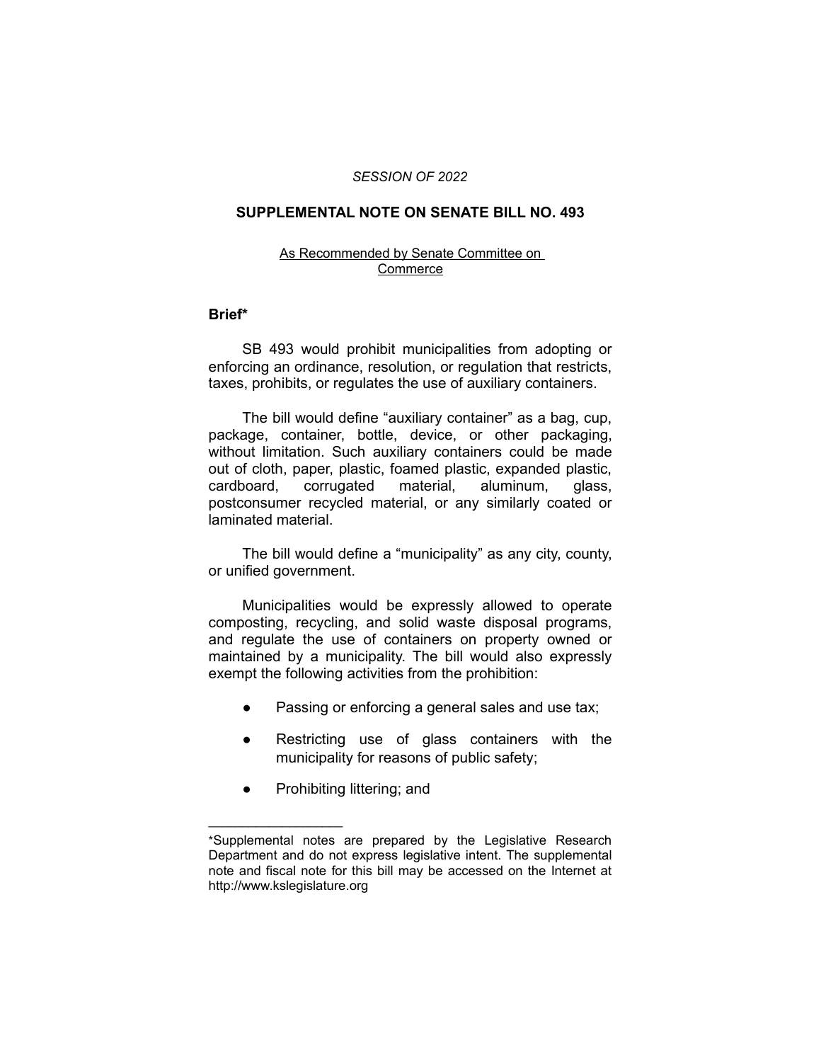*SESSION OF 2022*

## SUPPLEMENTAL NOTE ON SENATE BILL NO. 493

As Recommended by Senate Committee on Commerce

### Brief*

SB 493 would prohibit municipalities from adopting or enforcing an ordinance, resolution, or regulation that restricts, taxes, prohibits, or regulates the use of auxiliary containers.

The bill would define "auxiliary container" as a bag, cup, package, container, bottle, device, or other packaging, without limitation. Such auxiliary containers could be made out of cloth, paper, plastic, foamed plastic, expanded plastic, cardboard, corrugated material, aluminum, glass, postconsumer recycled material, or any similarly coated or laminated material.

The bill would define a "municipality" as any city, county, or unified government.

Municipalities would be expressly allowed to operate composting, recycling, and solid waste disposal programs, and regulate the use of containers on property owned or maintained by a municipality. The bill would also expressly exempt the following activities from the prohibition:

- Passing or enforcing a general sales and use tax;
- Restricting use of glass containers with the municipality for reasons of public safety;
- Prohibiting littering; and

---

*Supplemental notes are prepared by the Legislative Research Department and do not express legislative intent. The supplemental note and fiscal note for this bill may be accessed on the Internet at http://www.kslegislature.org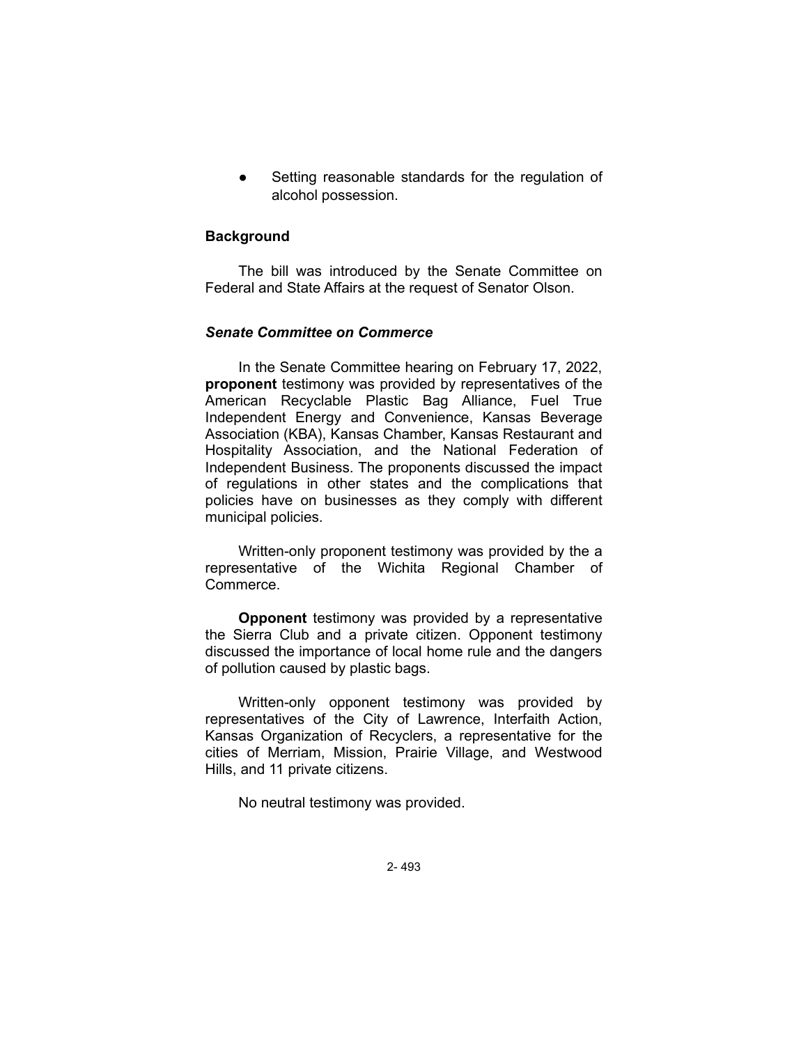- Setting reasonable standards for the regulation of alcohol possession.

## Background

The bill was introduced by the Senate Committee on Federal and State Affairs at the request of Senator Olson.

### *Senate Committee on Commerce*

In the Senate Committee hearing on February 17, 2022, **proponent** testimony was provided by representatives of the American Recyclable Plastic Bag Alliance, Fuel True Independent Energy and Convenience, Kansas Beverage Association (KBA), Kansas Chamber, Kansas Restaurant and Hospitality Association, and the National Federation of Independent Business. The proponents discussed the impact of regulations in other states and the complications that policies have on businesses as they comply with different municipal policies.

Written-only proponent testimony was provided by the a representative of the Wichita Regional Chamber of Commerce.

**Opponent** testimony was provided by a representative the Sierra Club and a private citizen. Opponent testimony discussed the importance of local home rule and the dangers of pollution caused by plastic bags.

Written-only opponent testimony was provided by representatives of the City of Lawrence, Interfaith Action, Kansas Organization of Recyclers, a representative for the cities of Merriam, Mission, Prairie Village, and Westwood Hills, and 11 private citizens.

No neutral testimony was provided.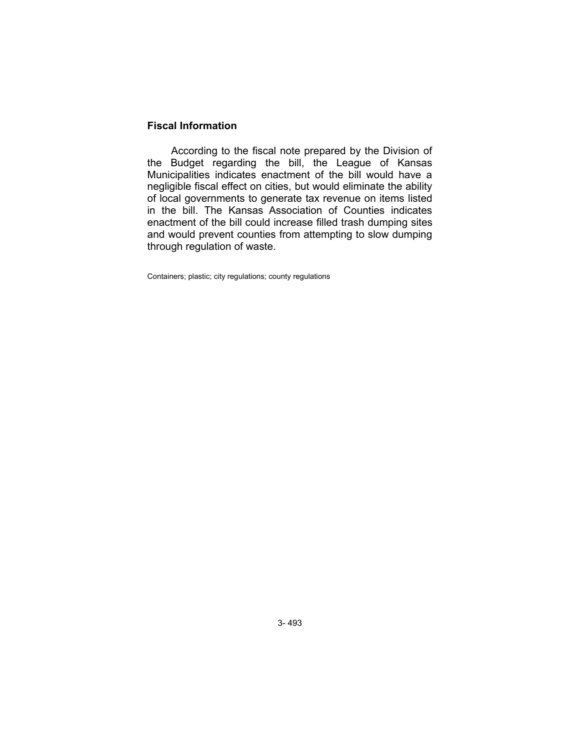## Fiscal Information

According to the fiscal note prepared by the Division of the Budget regarding the bill, the League of Kansas Municipalities indicates enactment of the bill would have a negligible fiscal effect on cities, but would eliminate the ability of local governments to generate tax revenue on items listed in the bill. The Kansas Association of Counties indicates enactment of the bill could increase filled trash dumping sites and would prevent counties from attempting to slow dumping through regulation of waste.

Containers; plastic; city regulations; county regulations